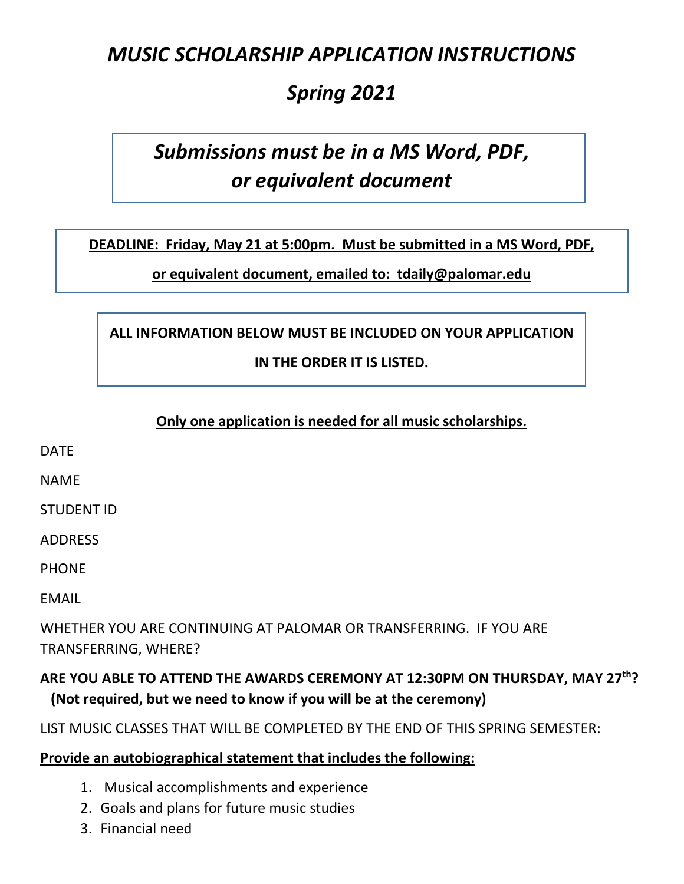# *MUSIC SCHOLARSHIP APPLICATION INSTRUCTIONS*

## *Spring 2021*

## *Submissions must be in a MS Word, PDF, or equivalent document*

**<u>DEADLINE: Friday, May 21 at 5:00pm. Must be submitted in a MS Word, PDF, or equivalent document, emailed to: tdaily@palomar.edu</u>**

**ALL INFORMATION BELOW MUST BE INCLUDED ON YOUR APPLICATION IN THE ORDER IT IS LISTED.**

**<u>Only one application is needed for all music scholarships.</u>**

DATE

NAME

STUDENT ID

ADDRESS

PHONE

EMAIL

WHETHER YOU ARE CONTINUING AT PALOMAR OR TRANSFERRING. IF YOU ARE TRANSFERRING, WHERE?

**ARE YOU ABLE TO ATTEND THE AWARDS CEREMONY AT 12:30PM ON THURSDAY, MAY 27th? (Not required, but we need to know if you will be at the ceremony)**

LIST MUSIC CLASSES THAT WILL BE COMPLETED BY THE END OF THIS SPRING SEMESTER:

**<u>Provide an autobiographical statement that includes the following:</u>**

1. Musical accomplishments and experience
2. Goals and plans for future music studies
3. Financial need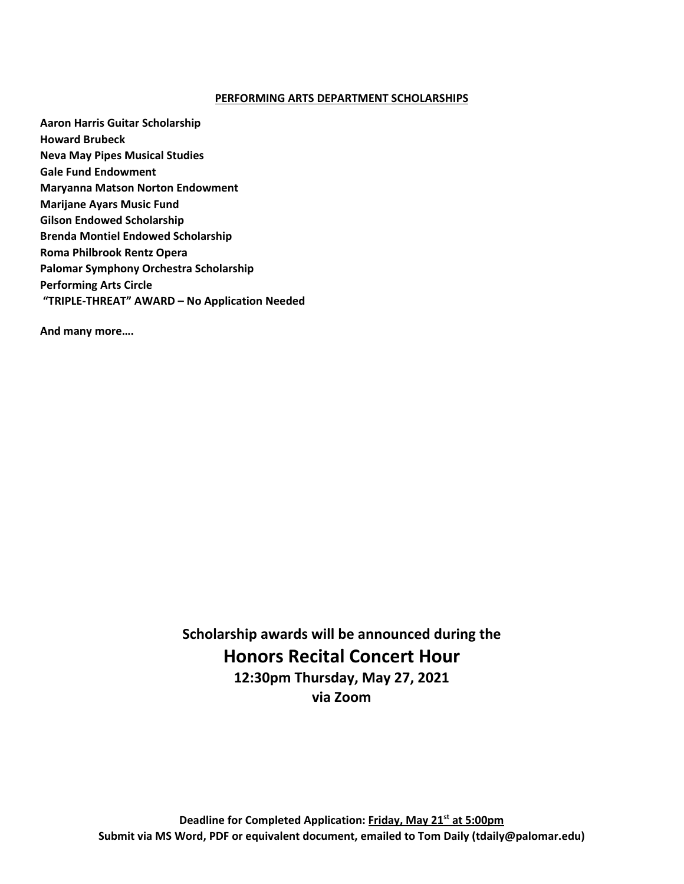**PERFORMING ARTS DEPARTMENT SCHOLARSHIPS**

**Aaron Harris Guitar Scholarship**
**Howard Brubeck**
**Neva May Pipes Musical Studies**
**Gale Fund Endowment**
**Maryanna Matson Norton Endowment**
**Marijane Ayars Music Fund**
**Gilson Endowed Scholarship**
**Brenda Montiel Endowed Scholarship**
**Roma Philbrook Rentz Opera**
**Palomar Symphony Orchestra Scholarship**
**Performing Arts Circle**
**"TRIPLE-THREAT" AWARD – No Application Needed**

**And many more….**

**Scholarship awards will be announced during the**

## Honors Recital Concert Hour

**12:30pm Thursday, May 27, 2021**
**via Zoom**

**Deadline for Completed Application: Friday, May 21st at 5:00pm**
**Submit via MS Word, PDF or equivalent document, emailed to Tom Daily (tdaily@palomar.edu)**